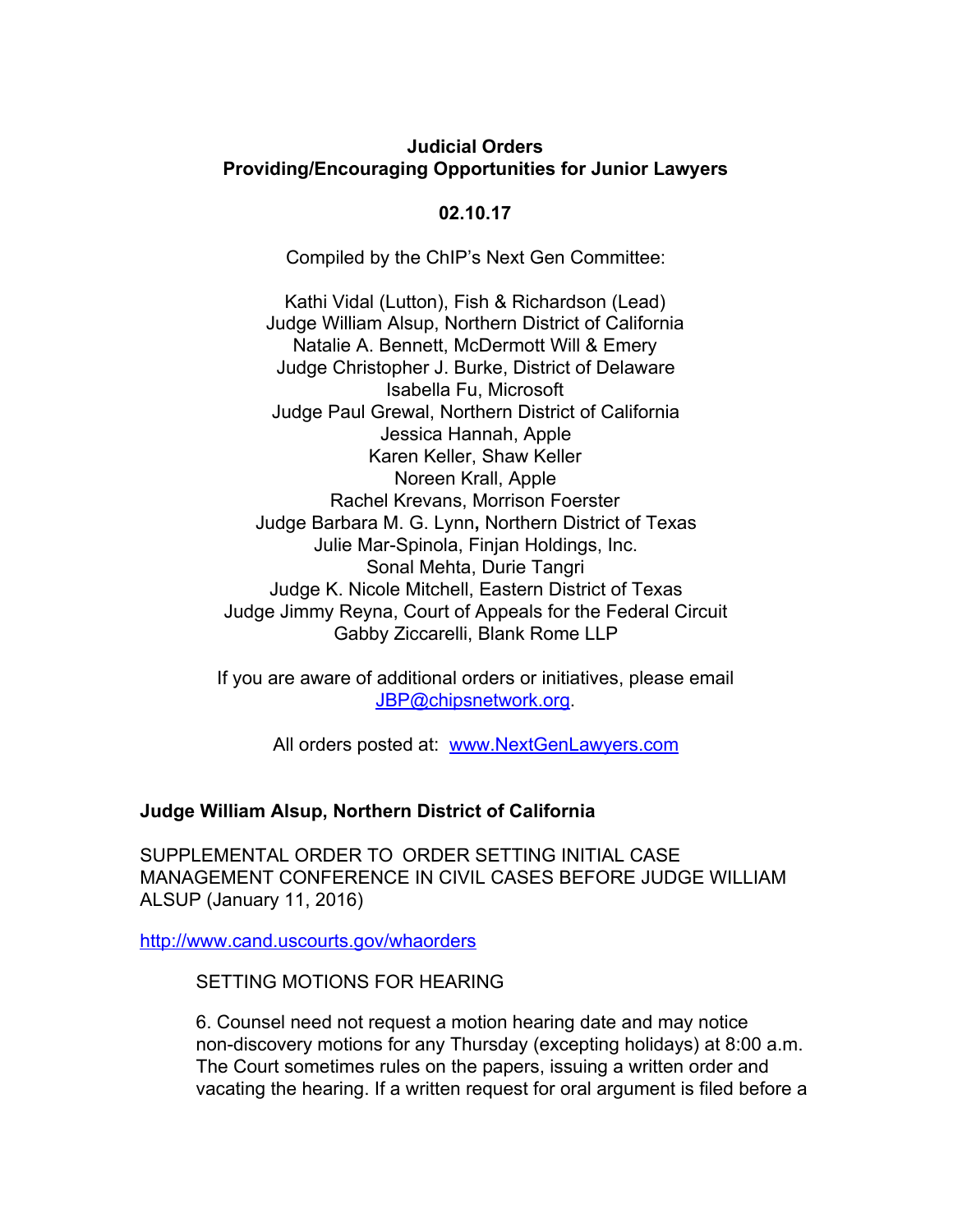**Judicial Orders**
**Providing/Encouraging Opportunities for Junior Lawyers**

**02.10.17**

Compiled by the ChIP's Next Gen Committee:

Kathi Vidal (Lutton), Fish & Richardson (Lead)
Judge William Alsup, Northern District of California
Natalie A. Bennett, McDermott Will & Emery
Judge Christopher J. Burke, District of Delaware
Isabella Fu, Microsoft
Judge Paul Grewal, Northern District of California
Jessica Hannah, Apple
Karen Keller, Shaw Keller
Noreen Krall, Apple
Rachel Krevans, Morrison Foerster
Judge Barbara M. G. Lynn**,** Northern District of Texas
Julie Mar-Spinola, Finjan Holdings, Inc.
Sonal Mehta, Durie Tangri
Judge K. Nicole Mitchell, Eastern District of Texas
Judge Jimmy Reyna, Court of Appeals for the Federal Circuit
Gabby Ziccarelli, Blank Rome LLP

If you are aware of additional orders or initiatives, please email JBP@chipsnetwork.org.

All orders posted at: www.NextGenLawyers.com

**Judge William Alsup, Northern District of California**

SUPPLEMENTAL ORDER TO ORDER SETTING INITIAL CASE MANAGEMENT CONFERENCE IN CIVIL CASES BEFORE JUDGE WILLIAM ALSUP (January 11, 2016)

http://www.cand.uscourts.gov/whaorders

> SETTING MOTIONS FOR HEARING
>
> 6. Counsel need not request a motion hearing date and may notice non-discovery motions for any Thursday (excepting holidays) at 8:00 a.m. The Court sometimes rules on the papers, issuing a written order and vacating the hearing. If a written request for oral argument is filed before a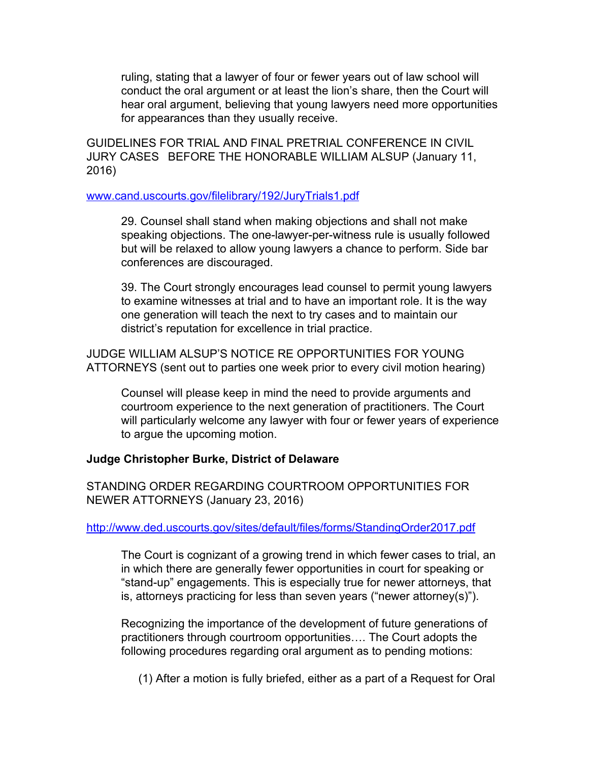> ruling, stating that a lawyer of four or fewer years out of law school will conduct the oral argument or at least the lion's share, then the Court will hear oral argument, believing that young lawyers need more opportunities for appearances than they usually receive.

GUIDELINES FOR TRIAL AND FINAL PRETRIAL CONFERENCE IN CIVIL JURY CASES BEFORE THE HONORABLE WILLIAM ALSUP (January 11, 2016)

[www.cand.uscourts.gov/filelibrary/192/JuryTrials1.pdf](www.cand.uscourts.gov/filelibrary/192/JuryTrials1.pdf)

> 29. Counsel shall stand when making objections and shall not make speaking objections. The one-lawyer-per-witness rule is usually followed but will be relaxed to allow young lawyers a chance to perform. Side bar conferences are discouraged.
>
> 39. The Court strongly encourages lead counsel to permit young lawyers to examine witnesses at trial and to have an important role. It is the way one generation will teach the next to try cases and to maintain our district's reputation for excellence in trial practice.

JUDGE WILLIAM ALSUP'S NOTICE RE OPPORTUNITIES FOR YOUNG ATTORNEYS (sent out to parties one week prior to every civil motion hearing)

> Counsel will please keep in mind the need to provide arguments and courtroom experience to the next generation of practitioners. The Court will particularly welcome any lawyer with four or fewer years of experience to argue the upcoming motion.

**Judge Christopher Burke, District of Delaware**

STANDING ORDER REGARDING COURTROOM OPPORTUNITIES FOR NEWER ATTORNEYS (January 23, 2016)

[http://www.ded.uscourts.gov/sites/default/files/forms/StandingOrder2017.pdf](http://www.ded.uscourts.gov/sites/default/files/forms/StandingOrder2017.pdf)

> The Court is cognizant of a growing trend in which fewer cases to trial, an in which there are generally fewer opportunities in court for speaking or "stand-up" engagements. This is especially true for newer attorneys, that is, attorneys practicing for less than seven years ("newer attorney(s)").
>
> Recognizing the importance of the development of future generations of practitioners through courtroom opportunities…. The Court adopts the following procedures regarding oral argument as to pending motions:
>
> (1) After a motion is fully briefed, either as a part of a Request for Oral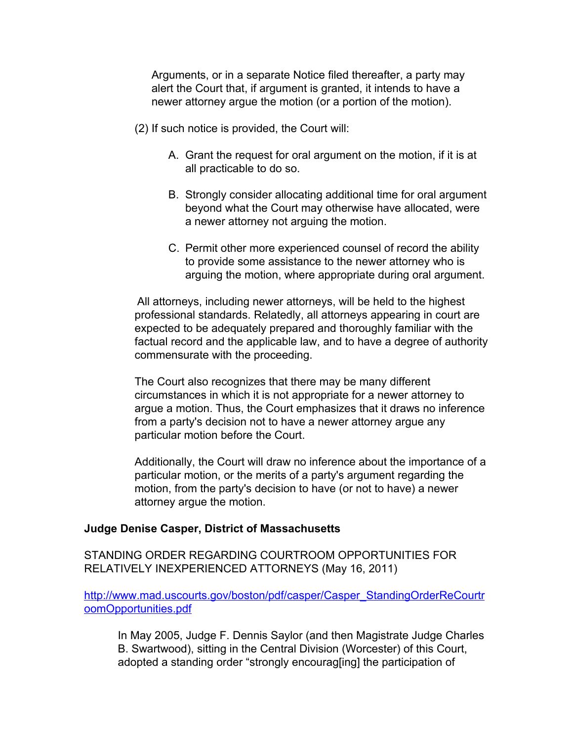Arguments, or in a separate Notice filed thereafter, a party may alert the Court that, if argument is granted, it intends to have a newer attorney argue the motion (or a portion of the motion).

(2) If such notice is provided, the Court will:

A. Grant the request for oral argument on the motion, if it is at all practicable to do so.

B. Strongly consider allocating additional time for oral argument beyond what the Court may otherwise have allocated, were a newer attorney not arguing the motion.

C. Permit other more experienced counsel of record the ability to provide some assistance to the newer attorney who is arguing the motion, where appropriate during oral argument.

All attorneys, including newer attorneys, will be held to the highest professional standards. Relatedly, all attorneys appearing in court are expected to be adequately prepared and thoroughly familiar with the factual record and the applicable law, and to have a degree of authority commensurate with the proceeding.

The Court also recognizes that there may be many different circumstances in which it is not appropriate for a newer attorney to argue a motion. Thus, the Court emphasizes that it draws no inference from a party's decision not to have a newer attorney argue any particular motion before the Court.

Additionally, the Court will draw no inference about the importance of a particular motion, or the merits of a party's argument regarding the motion, from the party's decision to have (or not to have) a newer attorney argue the motion.

**Judge Denise Casper, District of Massachusetts**

STANDING ORDER REGARDING COURTROOM OPPORTUNITIES FOR RELATIVELY INEXPERIENCED ATTORNEYS (May 16, 2011)

http://www.mad.uscourts.gov/boston/pdf/casper/Casper_StandingOrderReCourtroomOpportunities.pdf

In May 2005, Judge F. Dennis Saylor (and then Magistrate Judge Charles B. Swartwood), sitting in the Central Division (Worcester) of this Court, adopted a standing order "strongly encourag[ing] the participation of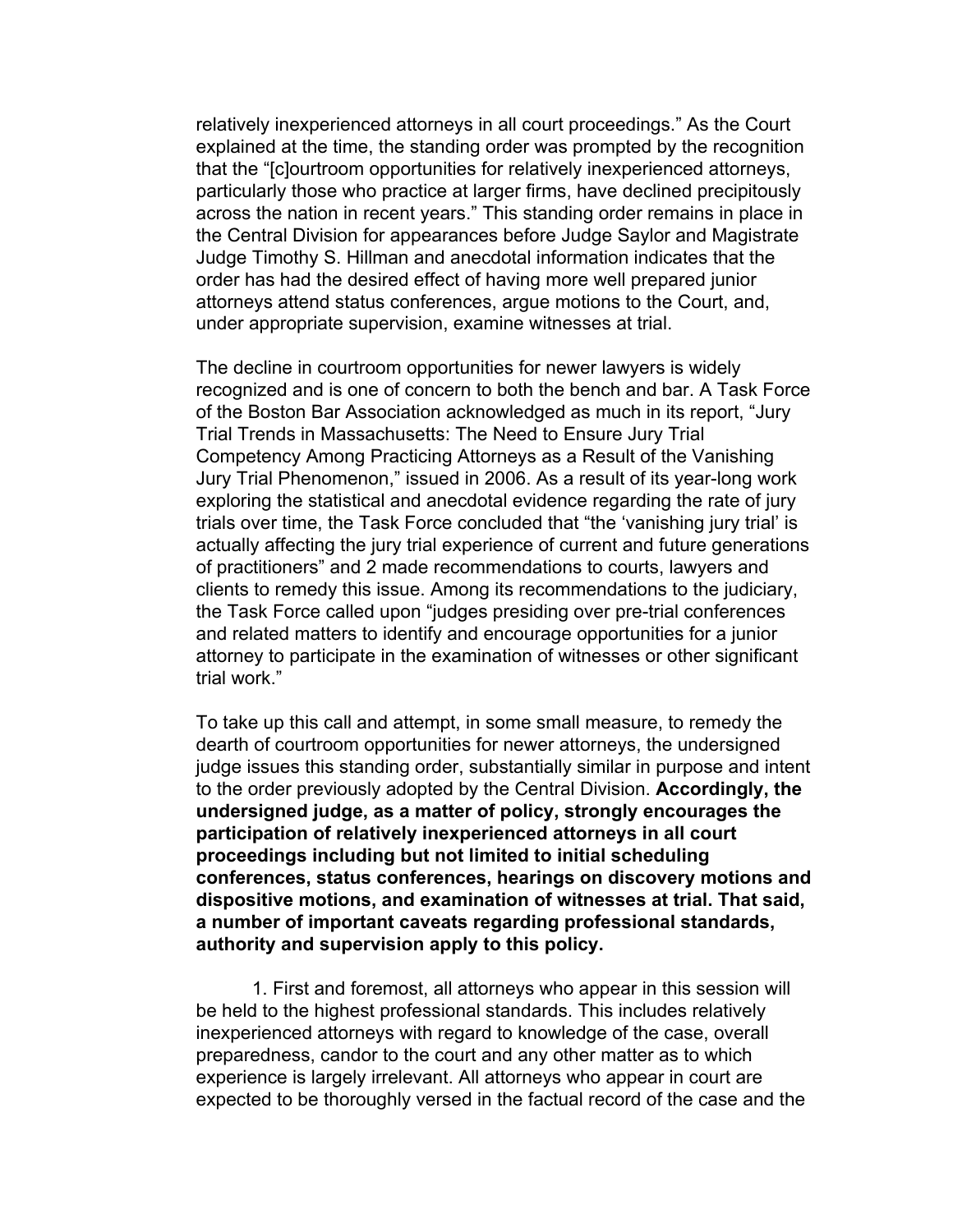relatively inexperienced attorneys in all court proceedings." As the Court explained at the time, the standing order was prompted by the recognition that the "[c]ourtroom opportunities for relatively inexperienced attorneys, particularly those who practice at larger firms, have declined precipitously across the nation in recent years." This standing order remains in place in the Central Division for appearances before Judge Saylor and Magistrate Judge Timothy S. Hillman and anecdotal information indicates that the order has had the desired effect of having more well prepared junior attorneys attend status conferences, argue motions to the Court, and, under appropriate supervision, examine witnesses at trial.

The decline in courtroom opportunities for newer lawyers is widely recognized and is one of concern to both the bench and bar. A Task Force of the Boston Bar Association acknowledged as much in its report, "Jury Trial Trends in Massachusetts: The Need to Ensure Jury Trial Competency Among Practicing Attorneys as a Result of the Vanishing Jury Trial Phenomenon," issued in 2006. As a result of its year-long work exploring the statistical and anecdotal evidence regarding the rate of jury trials over time, the Task Force concluded that "the 'vanishing jury trial' is actually affecting the jury trial experience of current and future generations of practitioners" and 2 made recommendations to courts, lawyers and clients to remedy this issue. Among its recommendations to the judiciary, the Task Force called upon "judges presiding over pre-trial conferences and related matters to identify and encourage opportunities for a junior attorney to participate in the examination of witnesses or other significant trial work."

To take up this call and attempt, in some small measure, to remedy the dearth of courtroom opportunities for newer attorneys, the undersigned judge issues this standing order, substantially similar in purpose and intent to the order previously adopted by the Central Division. **Accordingly, the undersigned judge, as a matter of policy, strongly encourages the participation of relatively inexperienced attorneys in all court proceedings including but not limited to initial scheduling conferences, status conferences, hearings on discovery motions and dispositive motions, and examination of witnesses at trial. That said, a number of important caveats regarding professional standards, authority and supervision apply to this policy.**

1. First and foremost, all attorneys who appear in this session will be held to the highest professional standards. This includes relatively inexperienced attorneys with regard to knowledge of the case, overall preparedness, candor to the court and any other matter as to which experience is largely irrelevant. All attorneys who appear in court are expected to be thoroughly versed in the factual record of the case and the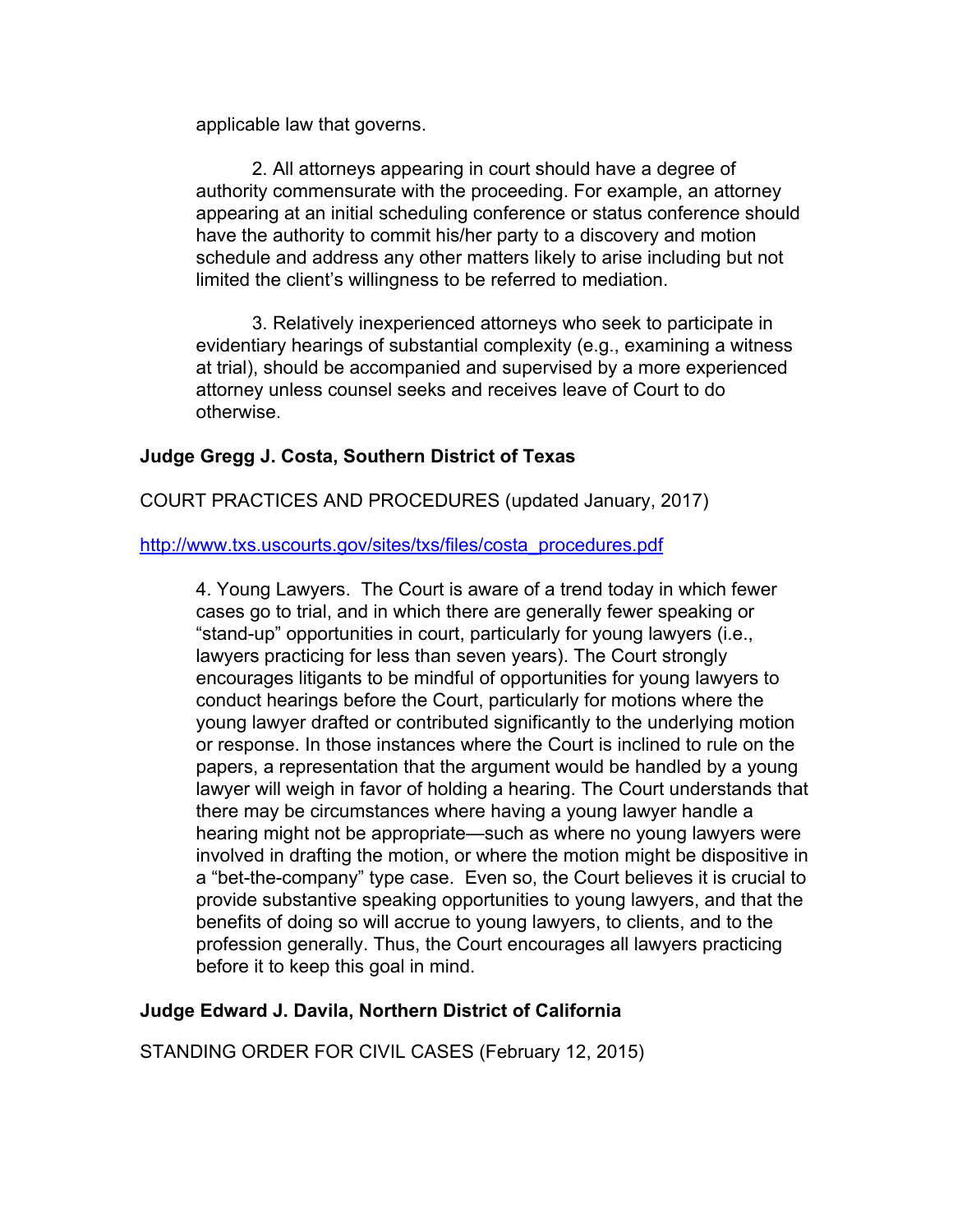applicable law that governs.

2. All attorneys appearing in court should have a degree of authority commensurate with the proceeding. For example, an attorney appearing at an initial scheduling conference or status conference should have the authority to commit his/her party to a discovery and motion schedule and address any other matters likely to arise including but not limited the client's willingness to be referred to mediation.

3. Relatively inexperienced attorneys who seek to participate in evidentiary hearings of substantial complexity (e.g., examining a witness at trial), should be accompanied and supervised by a more experienced attorney unless counsel seeks and receives leave of Court to do otherwise.

**Judge Gregg J. Costa, Southern District of Texas**

COURT PRACTICES AND PROCEDURES (updated January, 2017)

[http://www.txs.uscourts.gov/sites/txs/files/costa_procedures.pdf](http://www.txs.uscourts.gov/sites/txs/files/costa_procedures.pdf)

> 4. Young Lawyers. The Court is aware of a trend today in which fewer cases go to trial, and in which there are generally fewer speaking or "stand-up" opportunities in court, particularly for young lawyers (i.e., lawyers practicing for less than seven years). The Court strongly encourages litigants to be mindful of opportunities for young lawyers to conduct hearings before the Court, particularly for motions where the young lawyer drafted or contributed significantly to the underlying motion or response. In those instances where the Court is inclined to rule on the papers, a representation that the argument would be handled by a young lawyer will weigh in favor of holding a hearing. The Court understands that there may be circumstances where having a young lawyer handle a hearing might not be appropriate—such as where no young lawyers were involved in drafting the motion, or where the motion might be dispositive in a "bet-the-company" type case. Even so, the Court believes it is crucial to provide substantive speaking opportunities to young lawyers, and that the benefits of doing so will accrue to young lawyers, to clients, and to the profession generally. Thus, the Court encourages all lawyers practicing before it to keep this goal in mind.

**Judge Edward J. Davila, Northern District of California**

STANDING ORDER FOR CIVIL CASES (February 12, 2015)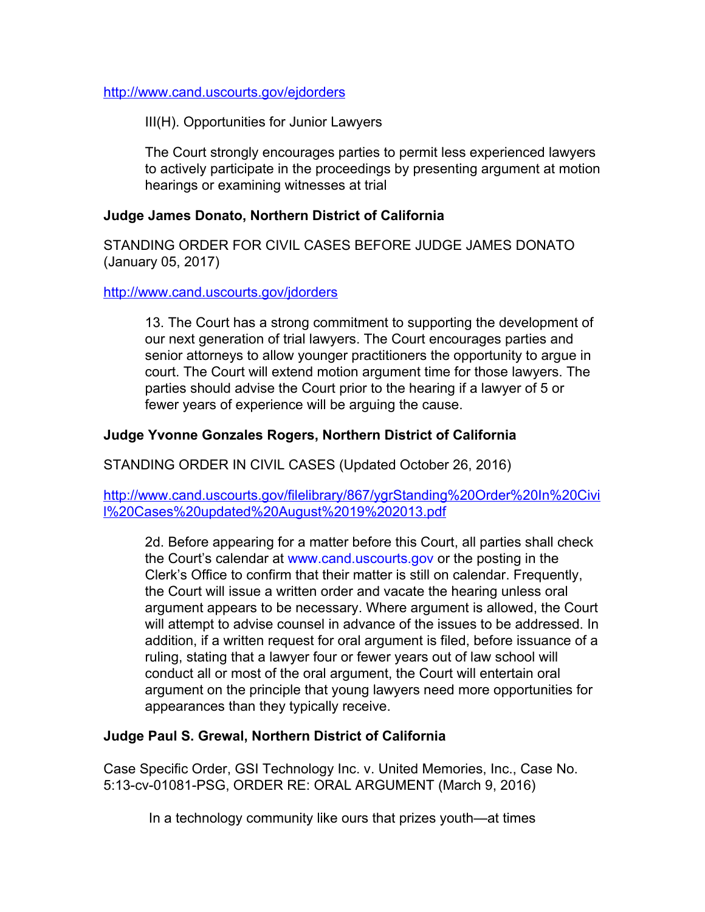http://www.cand.uscourts.gov/ejdorders

> III(H). Opportunities for Junior Lawyers
>
> The Court strongly encourages parties to permit less experienced lawyers to actively participate in the proceedings by presenting argument at motion hearings or examining witnesses at trial

**Judge James Donato, Northern District of California**

STANDING ORDER FOR CIVIL CASES BEFORE JUDGE JAMES DONATO (January 05, 2017)

http://www.cand.uscourts.gov/jdorders

> 13. The Court has a strong commitment to supporting the development of our next generation of trial lawyers. The Court encourages parties and senior attorneys to allow younger practitioners the opportunity to argue in court. The Court will extend motion argument time for those lawyers. The parties should advise the Court prior to the hearing if a lawyer of 5 or fewer years of experience will be arguing the cause.

**Judge Yvonne Gonzales Rogers, Northern District of California**

STANDING ORDER IN CIVIL CASES (Updated October 26, 2016)

http://www.cand.uscourts.gov/filelibrary/867/ygrStanding%20Order%20In%20Civil%20Cases%20updated%20August%2019%202013.pdf

> 2d. Before appearing for a matter before this Court, all parties shall check the Court's calendar at www.cand.uscourts.gov or the posting in the Clerk's Office to confirm that their matter is still on calendar. Frequently, the Court will issue a written order and vacate the hearing unless oral argument appears to be necessary. Where argument is allowed, the Court will attempt to advise counsel in advance of the issues to be addressed. In addition, if a written request for oral argument is filed, before issuance of a ruling, stating that a lawyer four or fewer years out of law school will conduct all or most of the oral argument, the Court will entertain oral argument on the principle that young lawyers need more opportunities for appearances than they typically receive.

**Judge Paul S. Grewal, Northern District of California**

Case Specific Order, GSI Technology Inc. v. United Memories, Inc., Case No. 5:13-cv-01081-PSG, ORDER RE: ORAL ARGUMENT (March 9, 2016)

> In a technology community like ours that prizes youth—at times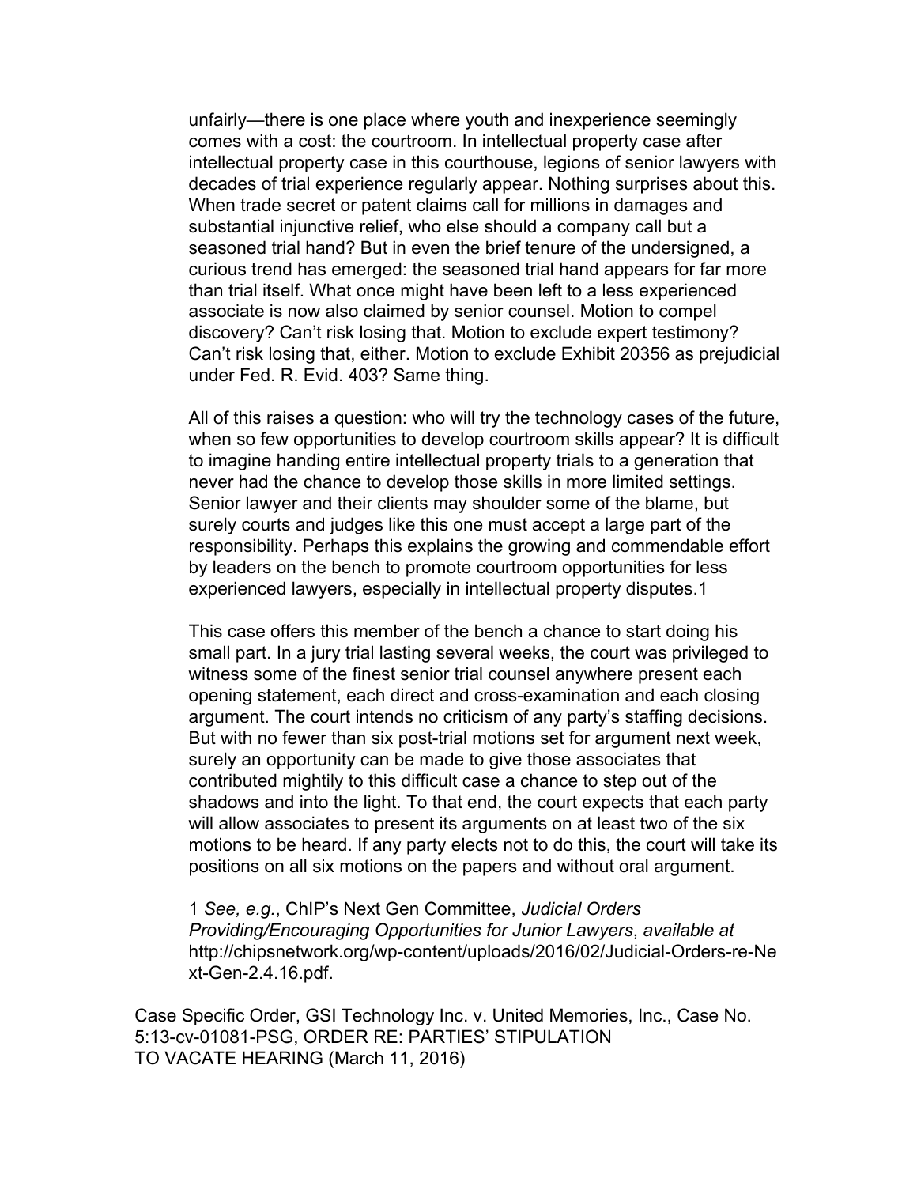unfairly—there is one place where youth and inexperience seemingly comes with a cost: the courtroom. In intellectual property case after intellectual property case in this courthouse, legions of senior lawyers with decades of trial experience regularly appear. Nothing surprises about this. When trade secret or patent claims call for millions in damages and substantial injunctive relief, who else should a company call but a seasoned trial hand? But in even the brief tenure of the undersigned, a curious trend has emerged: the seasoned trial hand appears for far more than trial itself. What once might have been left to a less experienced associate is now also claimed by senior counsel. Motion to compel discovery? Can't risk losing that. Motion to exclude expert testimony? Can't risk losing that, either. Motion to exclude Exhibit 20356 as prejudicial under Fed. R. Evid. 403? Same thing.

All of this raises a question: who will try the technology cases of the future, when so few opportunities to develop courtroom skills appear? It is difficult to imagine handing entire intellectual property trials to a generation that never had the chance to develop those skills in more limited settings. Senior lawyer and their clients may shoulder some of the blame, but surely courts and judges like this one must accept a large part of the responsibility. Perhaps this explains the growing and commendable effort by leaders on the bench to promote courtroom opportunities for less experienced lawyers, especially in intellectual property disputes.[1]

This case offers this member of the bench a chance to start doing his small part. In a jury trial lasting several weeks, the court was privileged to witness some of the finest senior trial counsel anywhere present each opening statement, each direct and cross-examination and each closing argument. The court intends no criticism of any party's staffing decisions. But with no fewer than six post-trial motions set for argument next week, surely an opportunity can be made to give those associates that contributed mightily to this difficult case a chance to step out of the shadows and into the light. To that end, the court expects that each party will allow associates to present its arguments on at least two of the six motions to be heard. If any party elects not to do this, the court will take its positions on all six motions on the papers and without oral argument.

1 *See, e.g.*, ChIP's Next Gen Committee, *Judicial Orders Providing/Encouraging Opportunities for Junior Lawyers*, *available at* http://chipsnetwork.org/wp-content/uploads/2016/02/Judicial-Orders-re-Next-Gen-2.4.16.pdf.

Case Specific Order, GSI Technology Inc. v. United Memories, Inc., Case No. 5:13-cv-01081-PSG, ORDER RE: PARTIES' STIPULATION TO VACATE HEARING (March 11, 2016)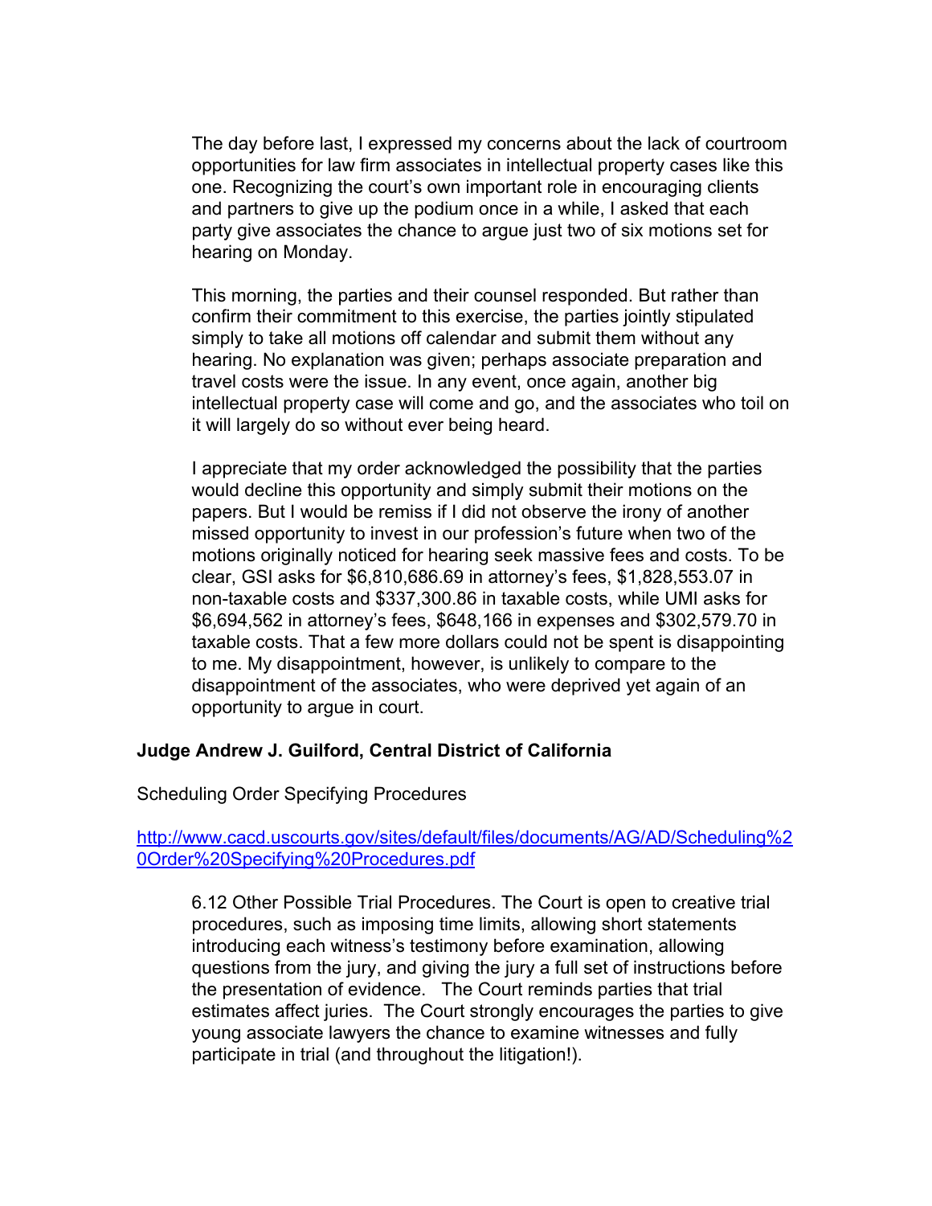> The day before last, I expressed my concerns about the lack of courtroom opportunities for law firm associates in intellectual property cases like this one. Recognizing the court's own important role in encouraging clients and partners to give up the podium once in a while, I asked that each party give associates the chance to argue just two of six motions set for hearing on Monday.
>
> This morning, the parties and their counsel responded. But rather than confirm their commitment to this exercise, the parties jointly stipulated simply to take all motions off calendar and submit them without any hearing. No explanation was given; perhaps associate preparation and travel costs were the issue. In any event, once again, another big intellectual property case will come and go, and the associates who toil on it will largely do so without ever being heard.
>
> I appreciate that my order acknowledged the possibility that the parties would decline this opportunity and simply submit their motions on the papers. But I would be remiss if I did not observe the irony of another missed opportunity to invest in our profession's future when two of the motions originally noticed for hearing seek massive fees and costs. To be clear, GSI asks for $6,810,686.69 in attorney's fees, $1,828,553.07 in non-taxable costs and $337,300.86 in taxable costs, while UMI asks for $6,694,562 in attorney's fees, $648,166 in expenses and $302,579.70 in taxable costs. That a few more dollars could not be spent is disappointing to me. My disappointment, however, is unlikely to compare to the disappointment of the associates, who were deprived yet again of an opportunity to argue in court.

**Judge Andrew J. Guilford, Central District of California**

Scheduling Order Specifying Procedures

http://www.cacd.uscourts.gov/sites/default/files/documents/AG/AD/Scheduling%20Order%20Specifying%20Procedures.pdf

> 6.12 Other Possible Trial Procedures. The Court is open to creative trial procedures, such as imposing time limits, allowing short statements introducing each witness's testimony before examination, allowing questions from the jury, and giving the jury a full set of instructions before the presentation of evidence. The Court reminds parties that trial estimates affect juries. The Court strongly encourages the parties to give young associate lawyers the chance to examine witnesses and fully participate in trial (and throughout the litigation!).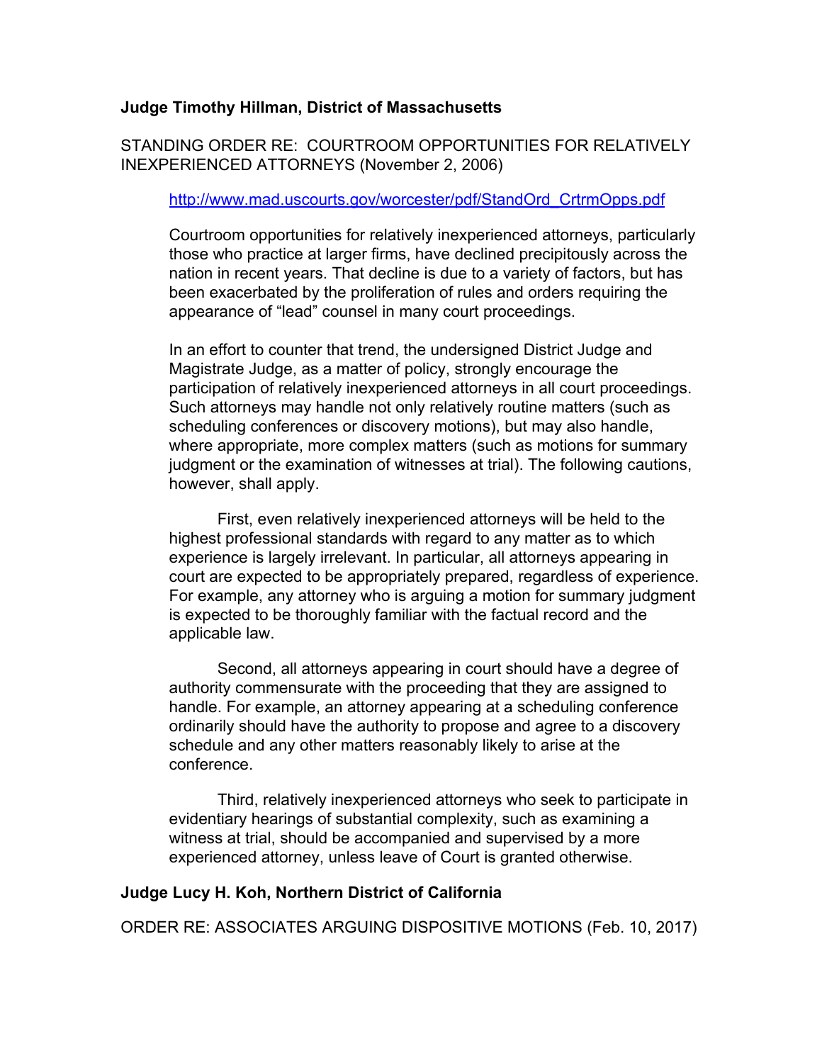**Judge Timothy Hillman, District of Massachusetts**

STANDING ORDER RE: COURTROOM OPPORTUNITIES FOR RELATIVELY INEXPERIENCED ATTORNEYS (November 2, 2006)

> [http://www.mad.uscourts.gov/worcester/pdf/StandOrd_CrtrmOpps.pdf](http://www.mad.uscourts.gov/worcester/pdf/StandOrd_CrtrmOpps.pdf)
>
> Courtroom opportunities for relatively inexperienced attorneys, particularly those who practice at larger firms, have declined precipitously across the nation in recent years. That decline is due to a variety of factors, but has been exacerbated by the proliferation of rules and orders requiring the appearance of "lead" counsel in many court proceedings.
>
> In an effort to counter that trend, the undersigned District Judge and Magistrate Judge, as a matter of policy, strongly encourage the participation of relatively inexperienced attorneys in all court proceedings. Such attorneys may handle not only relatively routine matters (such as scheduling conferences or discovery motions), but may also handle, where appropriate, more complex matters (such as motions for summary judgment or the examination of witnesses at trial). The following cautions, however, shall apply.
>
> First, even relatively inexperienced attorneys will be held to the highest professional standards with regard to any matter as to which experience is largely irrelevant. In particular, all attorneys appearing in court are expected to be appropriately prepared, regardless of experience. For example, any attorney who is arguing a motion for summary judgment is expected to be thoroughly familiar with the factual record and the applicable law.
>
> Second, all attorneys appearing in court should have a degree of authority commensurate with the proceeding that they are assigned to handle. For example, an attorney appearing at a scheduling conference ordinarily should have the authority to propose and agree to a discovery schedule and any other matters reasonably likely to arise at the conference.
>
> Third, relatively inexperienced attorneys who seek to participate in evidentiary hearings of substantial complexity, such as examining a witness at trial, should be accompanied and supervised by a more experienced attorney, unless leave of Court is granted otherwise.

**Judge Lucy H. Koh, Northern District of California**

ORDER RE: ASSOCIATES ARGUING DISPOSITIVE MOTIONS (Feb. 10, 2017)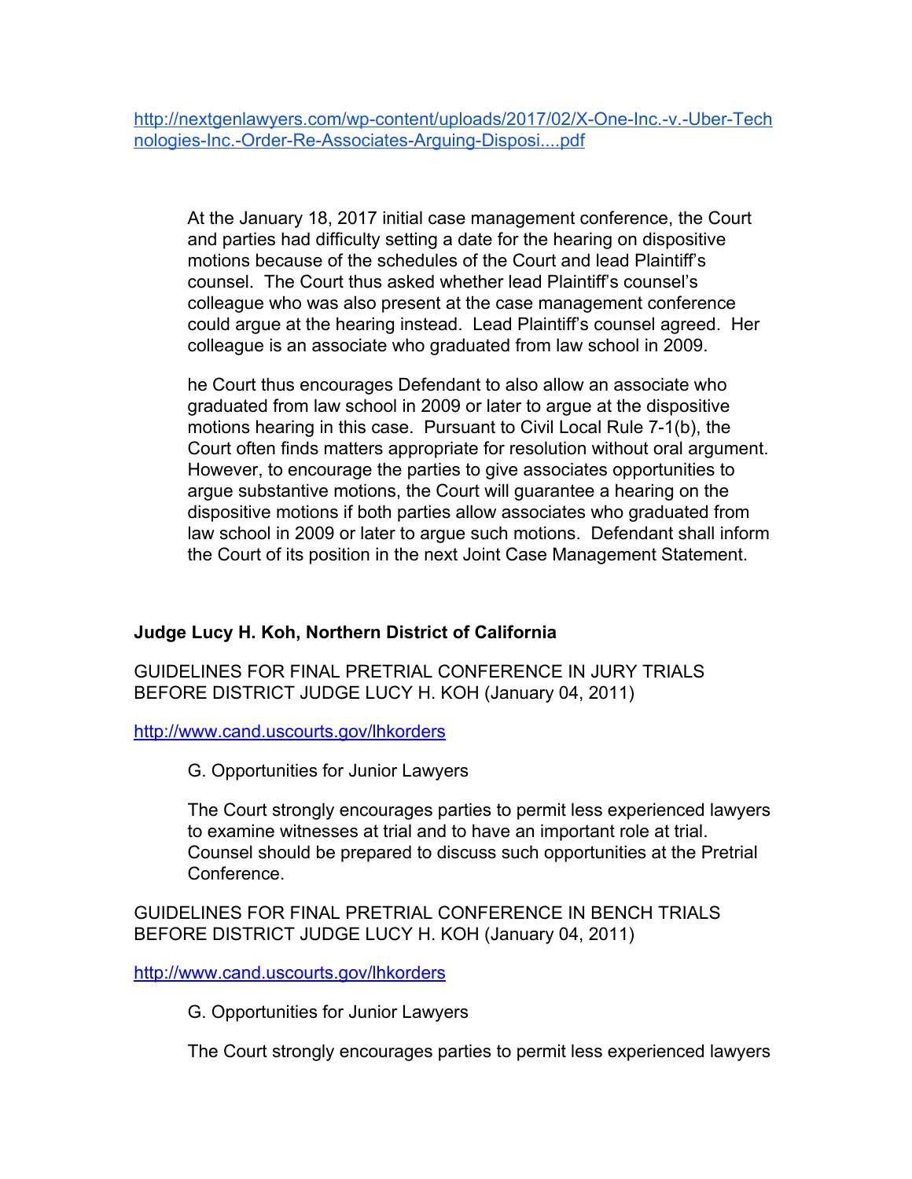[http://nextgenlawyers.com/wp-content/uploads/2017/02/X-One-Inc.-v.-Uber-Technologies-Inc.-Order-Re-Associates-Arguing-Disposi....pdf](http://nextgenlawyers.com/wp-content/uploads/2017/02/X-One-Inc.-v.-Uber-Technologies-Inc.-Order-Re-Associates-Arguing-Disposi....pdf)

> At the January 18, 2017 initial case management conference, the Court and parties had difficulty setting a date for the hearing on dispositive motions because of the schedules of the Court and lead Plaintiff's counsel. The Court thus asked whether lead Plaintiff's counsel's colleague who was also present at the case management conference could argue at the hearing instead. Lead Plaintiff's counsel agreed. Her colleague is an associate who graduated from law school in 2009.
>
> he Court thus encourages Defendant to also allow an associate who graduated from law school in 2009 or later to argue at the dispositive motions hearing in this case. Pursuant to Civil Local Rule 7-1(b), the Court often finds matters appropriate for resolution without oral argument. However, to encourage the parties to give associates opportunities to argue substantive motions, the Court will guarantee a hearing on the dispositive motions if both parties allow associates who graduated from law school in 2009 or later to argue such motions. Defendant shall inform the Court of its position in the next Joint Case Management Statement.

**Judge Lucy H. Koh, Northern District of California**

GUIDELINES FOR FINAL PRETRIAL CONFERENCE IN JURY TRIALS BEFORE DISTRICT JUDGE LUCY H. KOH (January 04, 2011)

[http://www.cand.uscourts.gov/lhkorders](http://www.cand.uscourts.gov/lhkorders)

> G. Opportunities for Junior Lawyers
>
> The Court strongly encourages parties to permit less experienced lawyers to examine witnesses at trial and to have an important role at trial. Counsel should be prepared to discuss such opportunities at the Pretrial Conference.

GUIDELINES FOR FINAL PRETRIAL CONFERENCE IN BENCH TRIALS BEFORE DISTRICT JUDGE LUCY H. KOH (January 04, 2011)

[http://www.cand.uscourts.gov/lhkorders](http://www.cand.uscourts.gov/lhkorders)

> G. Opportunities for Junior Lawyers
>
> The Court strongly encourages parties to permit less experienced lawyers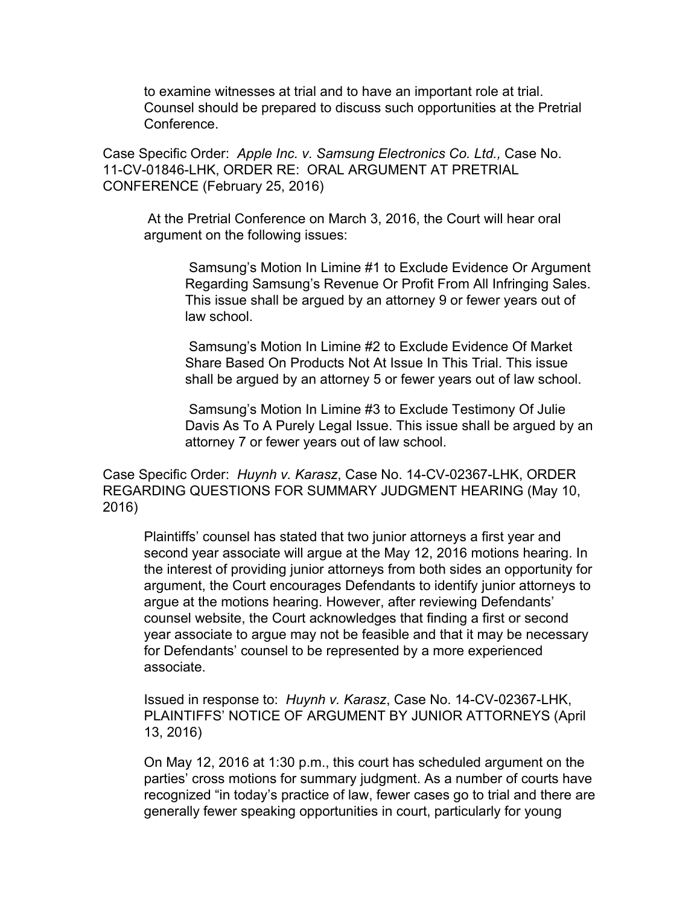to examine witnesses at trial and to have an important role at trial. Counsel should be prepared to discuss such opportunities at the Pretrial Conference.

Case Specific Order: *Apple Inc. v. Samsung Electronics Co. Ltd.,* Case No. 11-CV-01846-LHK, ORDER RE: ORAL ARGUMENT AT PRETRIAL CONFERENCE (February 25, 2016)

> At the Pretrial Conference on March 3, 2016, the Court will hear oral argument on the following issues:
>
> > Samsung's Motion In Limine #1 to Exclude Evidence Or Argument Regarding Samsung's Revenue Or Profit From All Infringing Sales. This issue shall be argued by an attorney 9 or fewer years out of law school.
> >
> > Samsung's Motion In Limine #2 to Exclude Evidence Of Market Share Based On Products Not At Issue In This Trial. This issue shall be argued by an attorney 5 or fewer years out of law school.
> >
> > Samsung's Motion In Limine #3 to Exclude Testimony Of Julie Davis As To A Purely Legal Issue. This issue shall be argued by an attorney 7 or fewer years out of law school.

Case Specific Order: *Huynh v. Karasz*, Case No. 14-CV-02367-LHK, ORDER REGARDING QUESTIONS FOR SUMMARY JUDGMENT HEARING (May 10, 2016)

> Plaintiffs' counsel has stated that two junior attorneys a first year and second year associate will argue at the May 12, 2016 motions hearing. In the interest of providing junior attorneys from both sides an opportunity for argument, the Court encourages Defendants to identify junior attorneys to argue at the motions hearing. However, after reviewing Defendants' counsel website, the Court acknowledges that finding a first or second year associate to argue may not be feasible and that it may be necessary for Defendants' counsel to be represented by a more experienced associate.
>
> Issued in response to: *Huynh v. Karasz*, Case No. 14-CV-02367-LHK, PLAINTIFFS' NOTICE OF ARGUMENT BY JUNIOR ATTORNEYS (April 13, 2016)
>
> On May 12, 2016 at 1:30 p.m., this court has scheduled argument on the parties' cross motions for summary judgment. As a number of courts have recognized "in today's practice of law, fewer cases go to trial and there are generally fewer speaking opportunities in court, particularly for young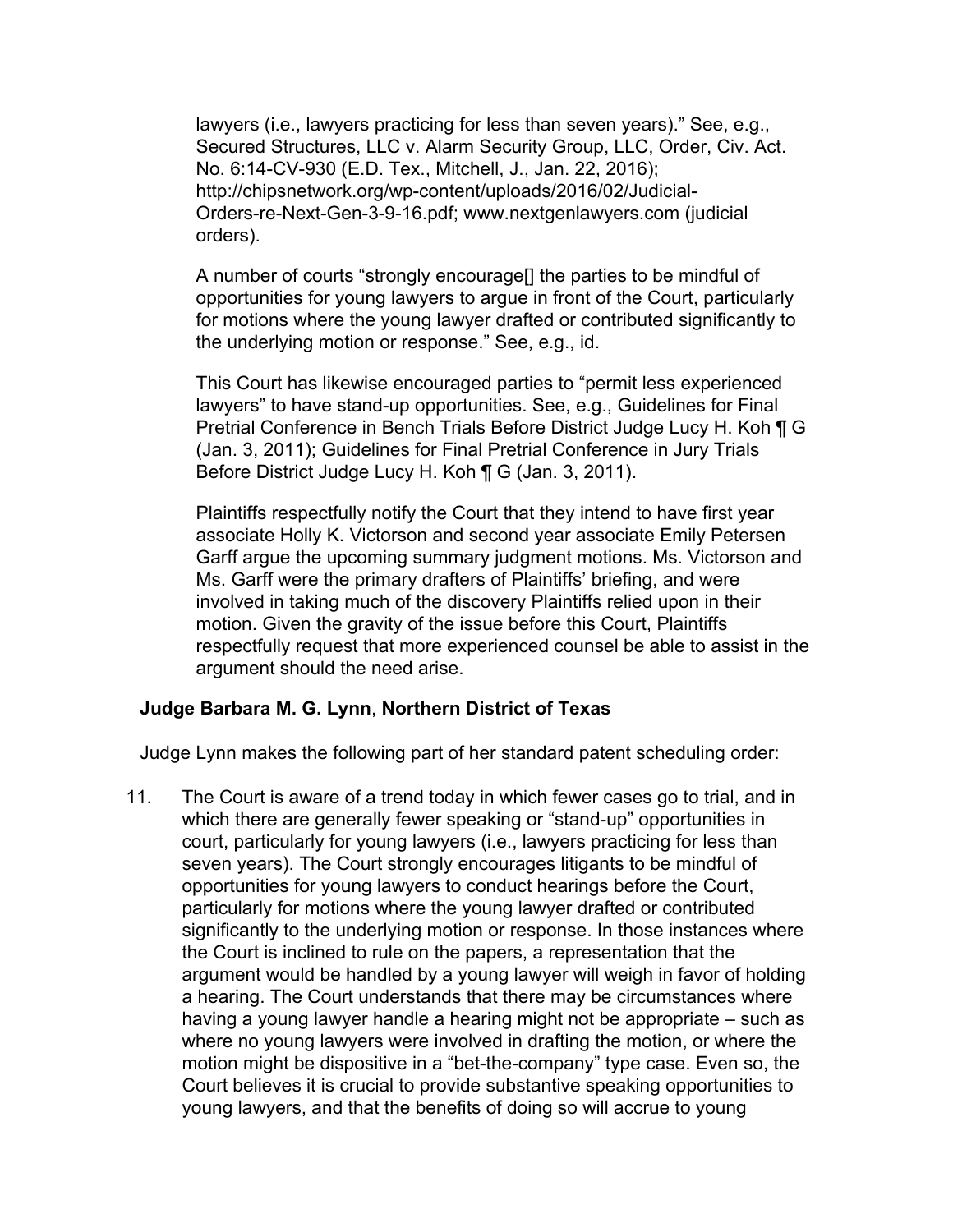lawyers (i.e., lawyers practicing for less than seven years)." See, e.g., Secured Structures, LLC v. Alarm Security Group, LLC, Order, Civ. Act. No. 6:14-CV-930 (E.D. Tex., Mitchell, J., Jan. 22, 2016); http://chipsnetwork.org/wp-content/uploads/2016/02/Judicial-Orders-re-Next-Gen-3-9-16.pdf; www.nextgenlawyers.com (judicial orders).

A number of courts "strongly encourage[] the parties to be mindful of opportunities for young lawyers to argue in front of the Court, particularly for motions where the young lawyer drafted or contributed significantly to the underlying motion or response." See, e.g., id.

This Court has likewise encouraged parties to "permit less experienced lawyers" to have stand-up opportunities. See, e.g., Guidelines for Final Pretrial Conference in Bench Trials Before District Judge Lucy H. Koh ¶ G (Jan. 3, 2011); Guidelines for Final Pretrial Conference in Jury Trials Before District Judge Lucy H. Koh ¶ G (Jan. 3, 2011).

Plaintiffs respectfully notify the Court that they intend to have first year associate Holly K. Victorson and second year associate Emily Petersen Garff argue the upcoming summary judgment motions. Ms. Victorson and Ms. Garff were the primary drafters of Plaintiffs' briefing, and were involved in taking much of the discovery Plaintiffs relied upon in their motion. Given the gravity of the issue before this Court, Plaintiffs respectfully request that more experienced counsel be able to assist in the argument should the need arise.

**Judge Barbara M. G. Lynn**, **Northern District of Texas**

Judge Lynn makes the following part of her standard patent scheduling order:

11. The Court is aware of a trend today in which fewer cases go to trial, and in which there are generally fewer speaking or "stand-up" opportunities in court, particularly for young lawyers (i.e., lawyers practicing for less than seven years). The Court strongly encourages litigants to be mindful of opportunities for young lawyers to conduct hearings before the Court, particularly for motions where the young lawyer drafted or contributed significantly to the underlying motion or response. In those instances where the Court is inclined to rule on the papers, a representation that the argument would be handled by a young lawyer will weigh in favor of holding a hearing. The Court understands that there may be circumstances where having a young lawyer handle a hearing might not be appropriate – such as where no young lawyers were involved in drafting the motion, or where the motion might be dispositive in a "bet-the-company" type case. Even so, the Court believes it is crucial to provide substantive speaking opportunities to young lawyers, and that the benefits of doing so will accrue to young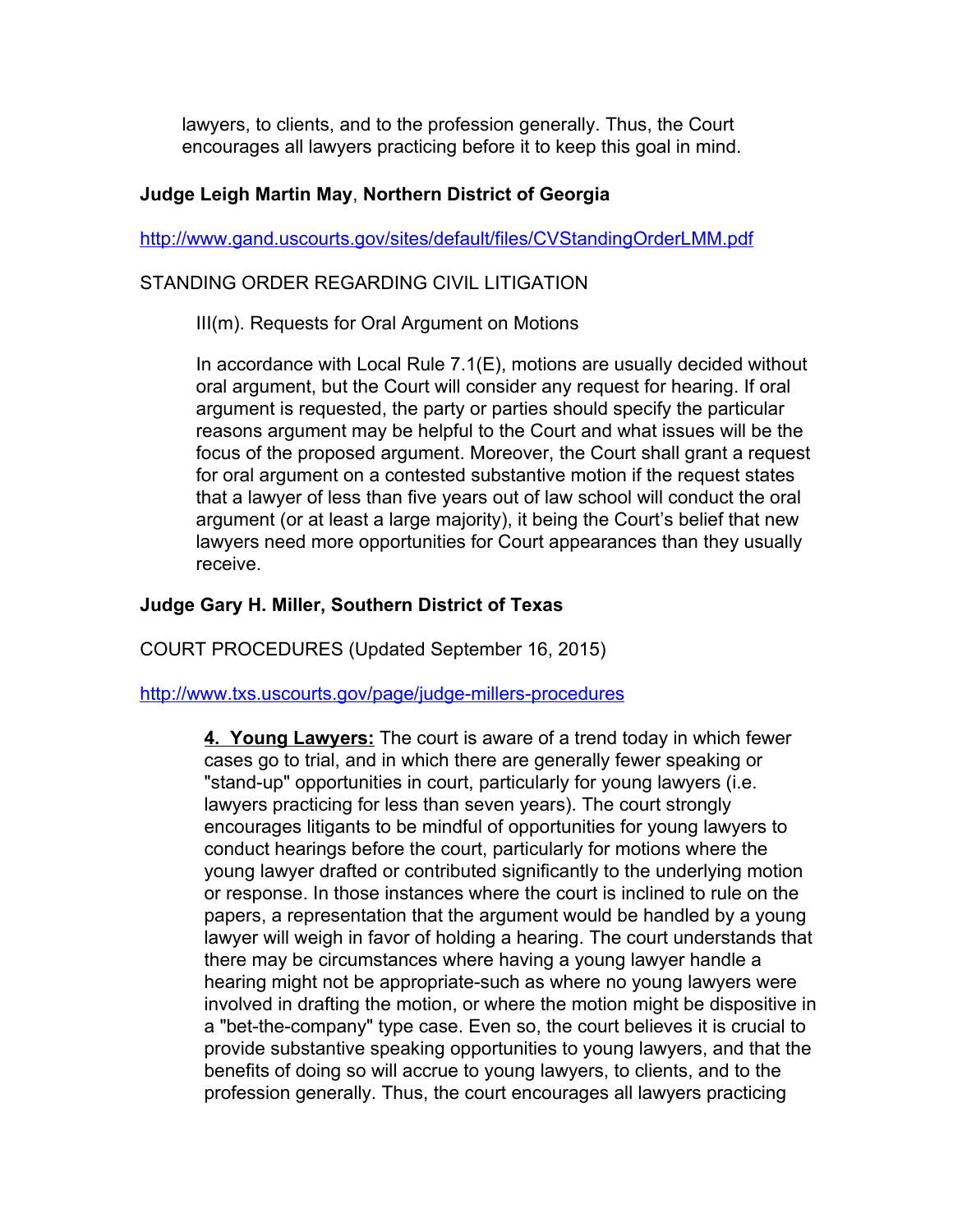lawyers, to clients, and to the profession generally. Thus, the Court encourages all lawyers practicing before it to keep this goal in mind.

**Judge Leigh Martin May**, **Northern District of Georgia**

http://www.gand.uscourts.gov/sites/default/files/CVStandingOrderLMM.pdf

STANDING ORDER REGARDING CIVIL LITIGATION

III(m). Requests for Oral Argument on Motions

In accordance with Local Rule 7.1(E), motions are usually decided without oral argument, but the Court will consider any request for hearing. If oral argument is requested, the party or parties should specify the particular reasons argument may be helpful to the Court and what issues will be the focus of the proposed argument. Moreover, the Court shall grant a request for oral argument on a contested substantive motion if the request states that a lawyer of less than five years out of law school will conduct the oral argument (or at least a large majority), it being the Court's belief that new lawyers need more opportunities for Court appearances than they usually receive.

**Judge Gary H. Miller, Southern District of Texas**

COURT PROCEDURES (Updated September 16, 2015)

http://www.txs.uscourts.gov/page/judge-millers-procedures

**4. Young Lawyers:** The court is aware of a trend today in which fewer cases go to trial, and in which there are generally fewer speaking or "stand-up" opportunities in court, particularly for young lawyers (i.e. lawyers practicing for less than seven years). The court strongly encourages litigants to be mindful of opportunities for young lawyers to conduct hearings before the court, particularly for motions where the young lawyer drafted or contributed significantly to the underlying motion or response. In those instances where the court is inclined to rule on the papers, a representation that the argument would be handled by a young lawyer will weigh in favor of holding a hearing. The court understands that there may be circumstances where having a young lawyer handle a hearing might not be appropriate-such as where no young lawyers were involved in drafting the motion, or where the motion might be dispositive in a "bet-the-company" type case. Even so, the court believes it is crucial to provide substantive speaking opportunities to young lawyers, and that the benefits of doing so will accrue to young lawyers, to clients, and to the profession generally. Thus, the court encourages all lawyers practicing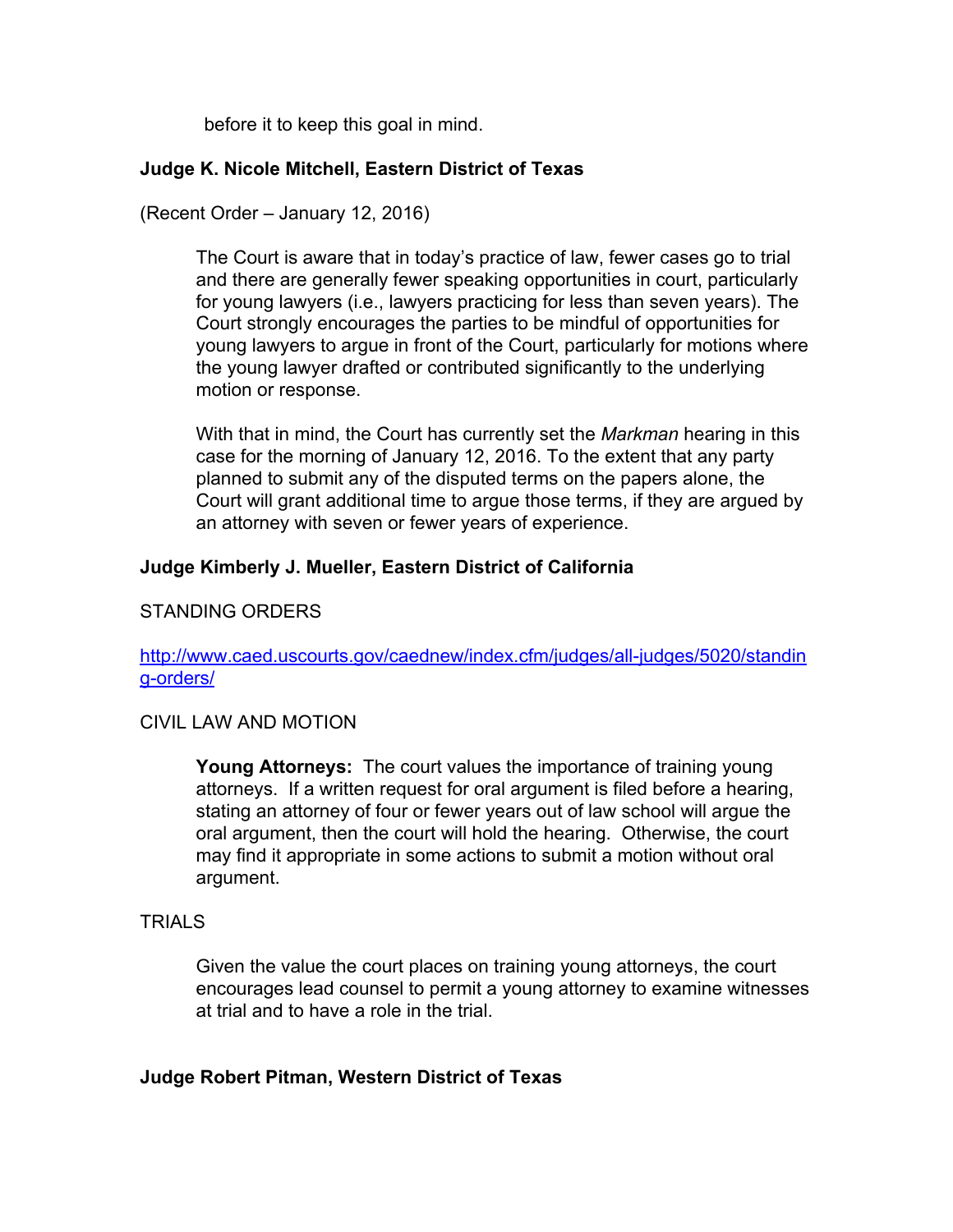before it to keep this goal in mind.

**Judge K. Nicole Mitchell, Eastern District of Texas**

(Recent Order – January 12, 2016)

> The Court is aware that in today's practice of law, fewer cases go to trial and there are generally fewer speaking opportunities in court, particularly for young lawyers (i.e., lawyers practicing for less than seven years). The Court strongly encourages the parties to be mindful of opportunities for young lawyers to argue in front of the Court, particularly for motions where the young lawyer drafted or contributed significantly to the underlying motion or response.
>
> With that in mind, the Court has currently set the *Markman* hearing in this case for the morning of January 12, 2016. To the extent that any party planned to submit any of the disputed terms on the papers alone, the Court will grant additional time to argue those terms, if they are argued by an attorney with seven or fewer years of experience.

**Judge Kimberly J. Mueller, Eastern District of California**

STANDING ORDERS

[http://www.caed.uscourts.gov/caednew/index.cfm/judges/all-judges/5020/standing-orders/](http://www.caed.uscourts.gov/caednew/index.cfm/judges/all-judges/5020/standing-orders/)

CIVIL LAW AND MOTION

> **Young Attorneys:** The court values the importance of training young attorneys. If a written request for oral argument is filed before a hearing, stating an attorney of four or fewer years out of law school will argue the oral argument, then the court will hold the hearing. Otherwise, the court may find it appropriate in some actions to submit a motion without oral argument.

TRIALS

> Given the value the court places on training young attorneys, the court encourages lead counsel to permit a young attorney to examine witnesses at trial and to have a role in the trial.

**Judge Robert Pitman, Western District of Texas**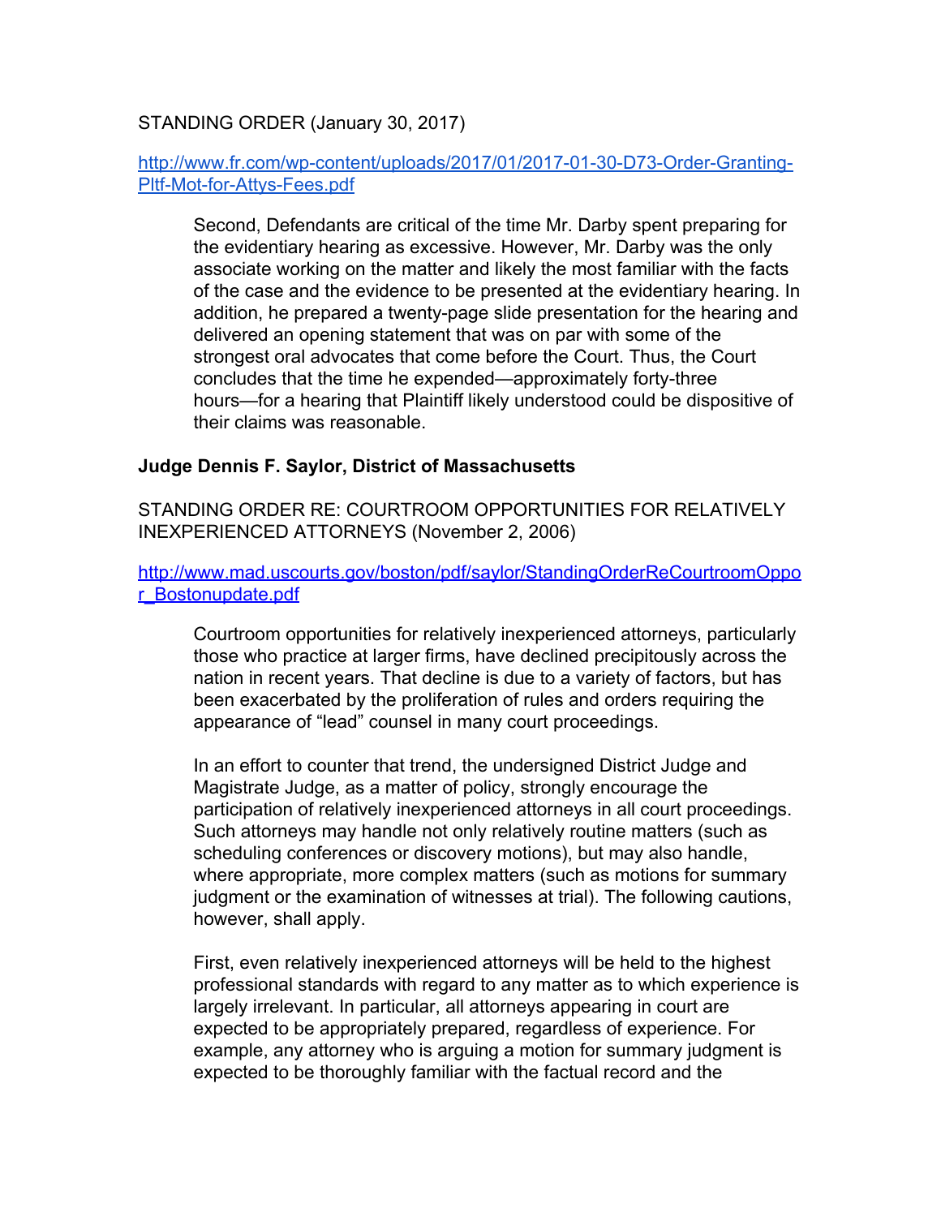STANDING ORDER (January 30, 2017)

http://www.fr.com/wp-content/uploads/2017/01/2017-01-30-D73-Order-Granting-Pltf-Mot-for-Attys-Fees.pdf

> Second, Defendants are critical of the time Mr. Darby spent preparing for the evidentiary hearing as excessive. However, Mr. Darby was the only associate working on the matter and likely the most familiar with the facts of the case and the evidence to be presented at the evidentiary hearing. In addition, he prepared a twenty-page slide presentation for the hearing and delivered an opening statement that was on par with some of the strongest oral advocates that come before the Court. Thus, the Court concludes that the time he expended—approximately forty-three hours—for a hearing that Plaintiff likely understood could be dispositive of their claims was reasonable.

**Judge Dennis F. Saylor, District of Massachusetts**

STANDING ORDER RE: COURTROOM OPPORTUNITIES FOR RELATIVELY INEXPERIENCED ATTORNEYS (November 2, 2006)

http://www.mad.uscourts.gov/boston/pdf/saylor/StandingOrderReCourtroomOppor_Bostonupdate.pdf

> Courtroom opportunities for relatively inexperienced attorneys, particularly those who practice at larger firms, have declined precipitously across the nation in recent years. That decline is due to a variety of factors, but has been exacerbated by the proliferation of rules and orders requiring the appearance of "lead" counsel in many court proceedings.
>
> In an effort to counter that trend, the undersigned District Judge and Magistrate Judge, as a matter of policy, strongly encourage the participation of relatively inexperienced attorneys in all court proceedings. Such attorneys may handle not only relatively routine matters (such as scheduling conferences or discovery motions), but may also handle, where appropriate, more complex matters (such as motions for summary judgment or the examination of witnesses at trial). The following cautions, however, shall apply.
>
> First, even relatively inexperienced attorneys will be held to the highest professional standards with regard to any matter as to which experience is largely irrelevant. In particular, all attorneys appearing in court are expected to be appropriately prepared, regardless of experience. For example, any attorney who is arguing a motion for summary judgment is expected to be thoroughly familiar with the factual record and the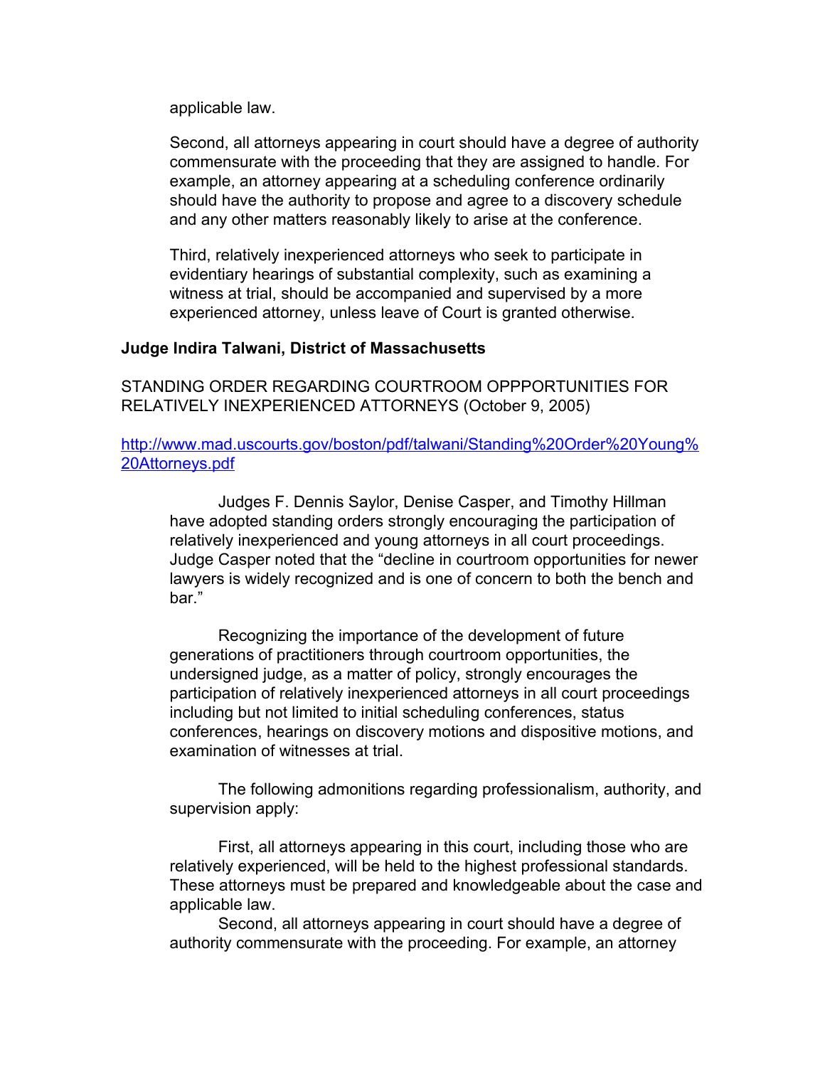applicable law.

Second, all attorneys appearing in court should have a degree of authority commensurate with the proceeding that they are assigned to handle. For example, an attorney appearing at a scheduling conference ordinarily should have the authority to propose and agree to a discovery schedule and any other matters reasonably likely to arise at the conference.

Third, relatively inexperienced attorneys who seek to participate in evidentiary hearings of substantial complexity, such as examining a witness at trial, should be accompanied and supervised by a more experienced attorney, unless leave of Court is granted otherwise.

**Judge Indira Talwani, District of Massachusetts**

STANDING ORDER REGARDING COURTROOM OPPPORTUNITIES FOR RELATIVELY INEXPERIENCED ATTORNEYS (October 9, 2005)

[http://www.mad.uscourts.gov/boston/pdf/talwani/Standing%20Order%20Young%20Attorneys.pdf](http://www.mad.uscourts.gov/boston/pdf/talwani/Standing%20Order%20Young%20Attorneys.pdf)

Judges F. Dennis Saylor, Denise Casper, and Timothy Hillman have adopted standing orders strongly encouraging the participation of relatively inexperienced and young attorneys in all court proceedings. Judge Casper noted that the "decline in courtroom opportunities for newer lawyers is widely recognized and is one of concern to both the bench and bar."

Recognizing the importance of the development of future generations of practitioners through courtroom opportunities, the undersigned judge, as a matter of policy, strongly encourages the participation of relatively inexperienced attorneys in all court proceedings including but not limited to initial scheduling conferences, status conferences, hearings on discovery motions and dispositive motions, and examination of witnesses at trial.

The following admonitions regarding professionalism, authority, and supervision apply:

First, all attorneys appearing in this court, including those who are relatively experienced, will be held to the highest professional standards. These attorneys must be prepared and knowledgeable about the case and applicable law.

Second, all attorneys appearing in court should have a degree of authority commensurate with the proceeding. For example, an attorney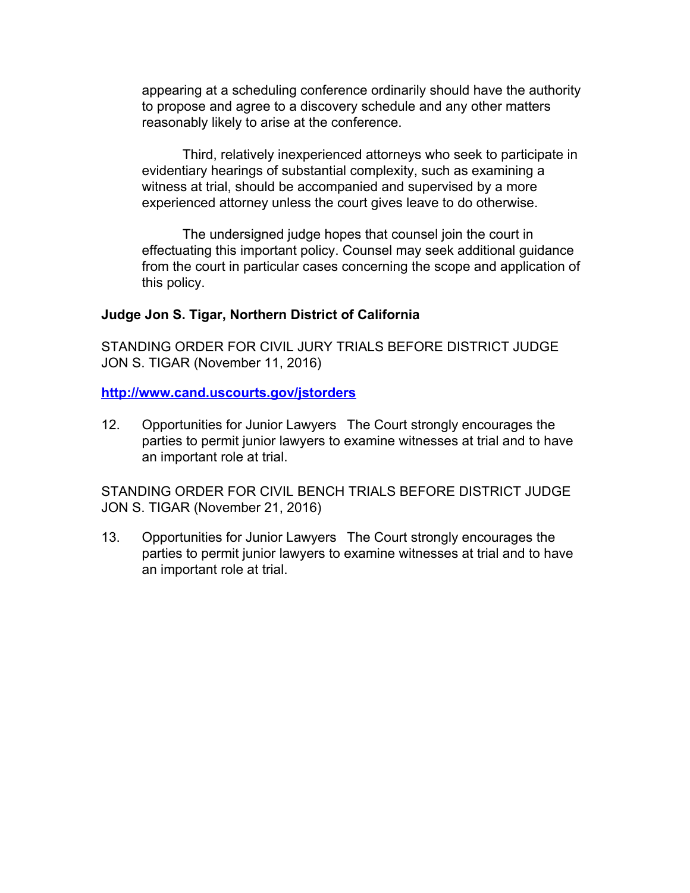appearing at a scheduling conference ordinarily should have the authority to propose and agree to a discovery schedule and any other matters reasonably likely to arise at the conference.

Third, relatively inexperienced attorneys who seek to participate in evidentiary hearings of substantial complexity, such as examining a witness at trial, should be accompanied and supervised by a more experienced attorney unless the court gives leave to do otherwise.

The undersigned judge hopes that counsel join the court in effectuating this important policy. Counsel may seek additional guidance from the court in particular cases concerning the scope and application of this policy.

**Judge Jon S. Tigar, Northern District of California**

STANDING ORDER FOR CIVIL JURY TRIALS BEFORE DISTRICT JUDGE JON S. TIGAR (November 11, 2016)

**http://www.cand.uscourts.gov/jstorders**

12. Opportunities for Junior Lawyers The Court strongly encourages the parties to permit junior lawyers to examine witnesses at trial and to have an important role at trial.

STANDING ORDER FOR CIVIL BENCH TRIALS BEFORE DISTRICT JUDGE JON S. TIGAR (November 21, 2016)

13. Opportunities for Junior Lawyers The Court strongly encourages the parties to permit junior lawyers to examine witnesses at trial and to have an important role at trial.